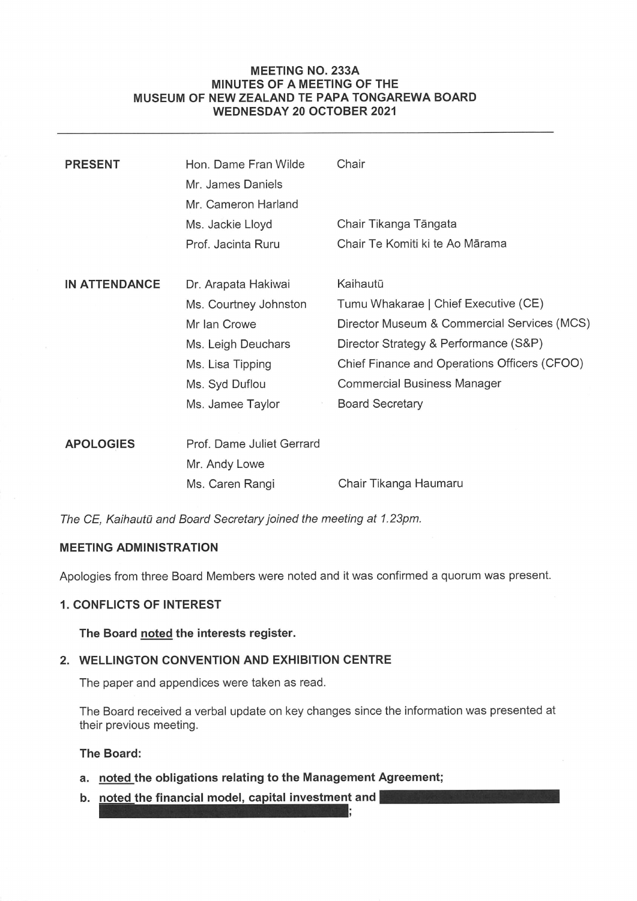# MEETING NO. 233A
# MINUTES OF A MEETING OF THE MUSEUM OF NEW ZEALAND TE PAPA TONGAREWA BOARD
# WEDNESDAY 20 OCTOBER 2021

| | | |
|---|---|---|
| **PRESENT** | Hon. Dame Fran Wilde | Chair |
| | Mr. James Daniels | |
| | Mr. Cameron Harland | |
| | Ms. Jackie Lloyd | Chair Tikanga Tāngata |
| | Prof. Jacinta Ruru | Chair Te Komiti ki te Ao Mārama |
| **IN ATTENDANCE** | Dr. Arapata Hakiwai | Kaihautū |
| | Ms. Courtney Johnston | Tumu Whakarae \| Chief Executive (CE) |
| | Mr Ian Crowe | Director Museum & Commercial Services (MCS) |
| | Ms. Leigh Deuchars | Director Strategy & Performance (S&P) |
| | Ms. Lisa Tipping | Chief Finance and Operations Officers (CFOO) |
| | Ms. Syd Duflou | Commercial Business Manager |
| | Ms. Jamee Taylor | Board Secretary |
| **APOLOGIES** | Prof. Dame Juliet Gerrard | |
| | Mr. Andy Lowe | |
| | Ms. Caren Rangi | Chair Tikanga Haumaru |

*The CE, Kaihautū and Board Secretary joined the meeting at 1.23pm.*

### MEETING ADMINISTRATION

Apologies from three Board Members were noted and it was confirmed a quorum was present.

### 1. CONFLICTS OF INTEREST

**The Board noted the interests register.**

### 2. WELLINGTON CONVENTION AND EXHIBITION CENTRE

The paper and appendices were taken as read.

The Board received a verbal update on key changes since the information was presented at their previous meeting.

**The Board:**

a. **noted the obligations relating to the Management Agreement;**

b. **noted the financial model, capital investment and** [redacted];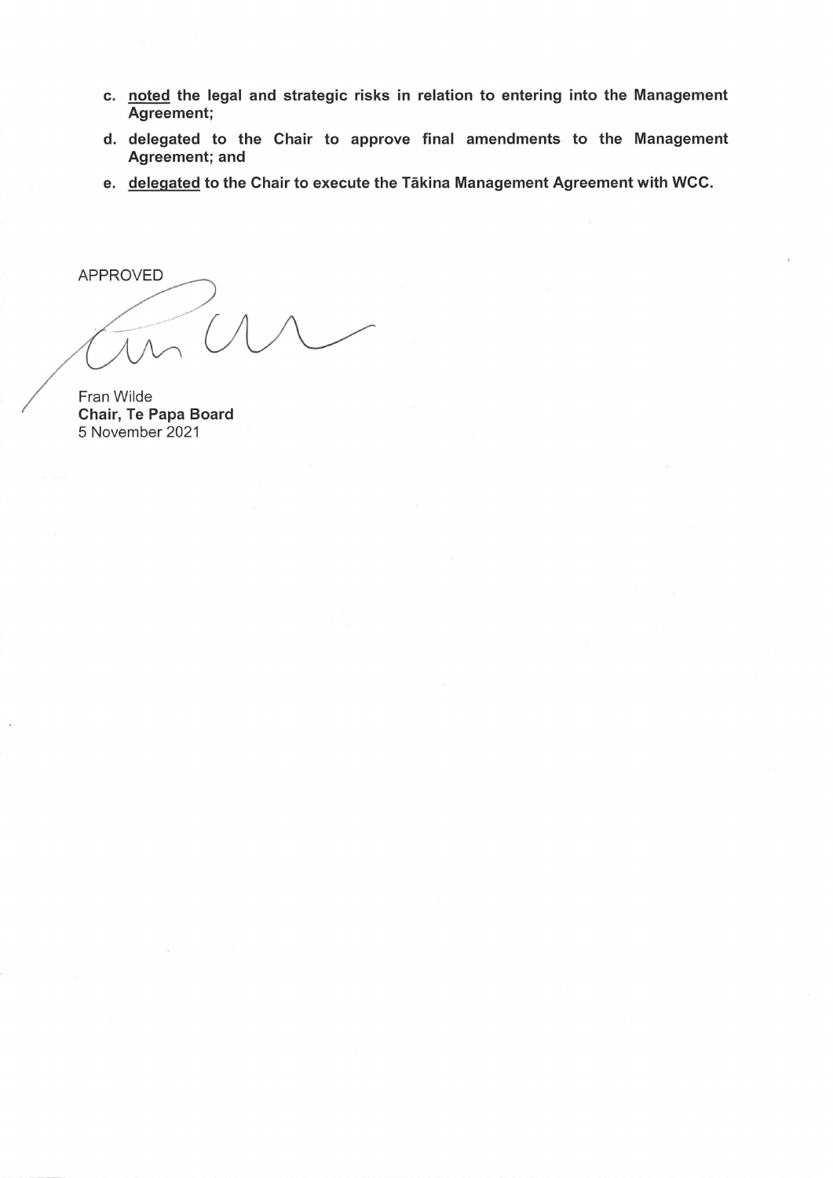c. <u>noted</u> **the legal and strategic risks in relation to entering into the Management Agreement;**

d. **delegated to the Chair to approve final amendments to the Management Agreement; and**

e. <u>delegated</u> **to the Chair to execute the Tākina Management Agreement with WCC.**

APPROVED

Fran Wilde
**Chair, Te Papa Board**
5 November 2021